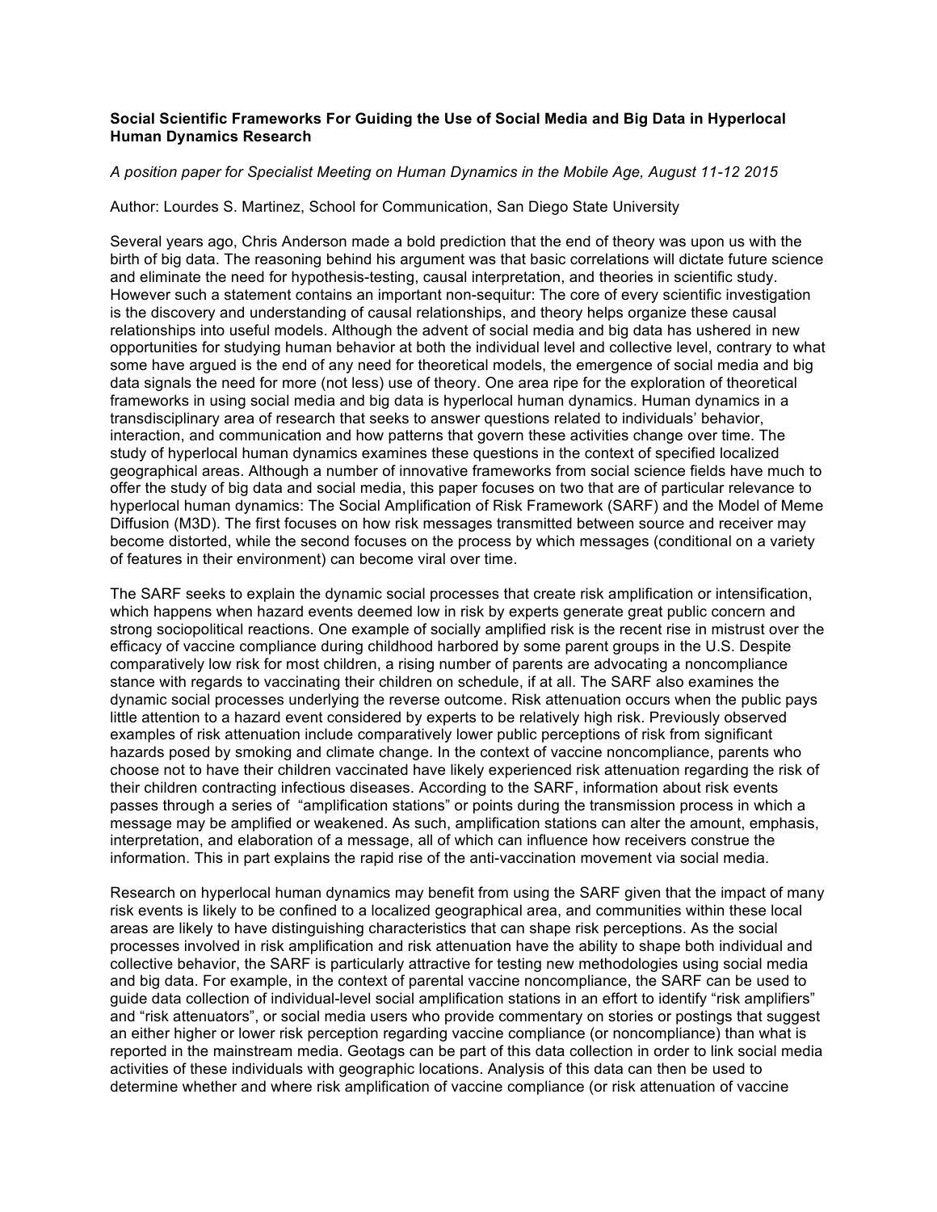**Social Scientific Frameworks For Guiding the Use of Social Media and Big Data in Hyperlocal Human Dynamics Research**

*A position paper for Specialist Meeting on Human Dynamics in the Mobile Age, August 11-12 2015*

Author: Lourdes S. Martinez, School for Communication, San Diego State University

Several years ago, Chris Anderson made a bold prediction that the end of theory was upon us with the birth of big data. The reasoning behind his argument was that basic correlations will dictate future science and eliminate the need for hypothesis-testing, causal interpretation, and theories in scientific study. However such a statement contains an important non-sequitur: The core of every scientific investigation is the discovery and understanding of causal relationships, and theory helps organize these causal relationships into useful models. Although the advent of social media and big data has ushered in new opportunities for studying human behavior at both the individual level and collective level, contrary to what some have argued is the end of any need for theoretical models, the emergence of social media and big data signals the need for more (not less) use of theory. One area ripe for the exploration of theoretical frameworks in using social media and big data is hyperlocal human dynamics. Human dynamics in a transdisciplinary area of research that seeks to answer questions related to individuals' behavior, interaction, and communication and how patterns that govern these activities change over time. The study of hyperlocal human dynamics examines these questions in the context of specified localized geographical areas. Although a number of innovative frameworks from social science fields have much to offer the study of big data and social media, this paper focuses on two that are of particular relevance to hyperlocal human dynamics: The Social Amplification of Risk Framework (SARF) and the Model of Meme Diffusion (M3D). The first focuses on how risk messages transmitted between source and receiver may become distorted, while the second focuses on the process by which messages (conditional on a variety of features in their environment) can become viral over time.

The SARF seeks to explain the dynamic social processes that create risk amplification or intensification, which happens when hazard events deemed low in risk by experts generate great public concern and strong sociopolitical reactions. One example of socially amplified risk is the recent rise in mistrust over the efficacy of vaccine compliance during childhood harbored by some parent groups in the U.S. Despite comparatively low risk for most children, a rising number of parents are advocating a noncompliance stance with regards to vaccinating their children on schedule, if at all. The SARF also examines the dynamic social processes underlying the reverse outcome. Risk attenuation occurs when the public pays little attention to a hazard event considered by experts to be relatively high risk. Previously observed examples of risk attenuation include comparatively lower public perceptions of risk from significant hazards posed by smoking and climate change. In the context of vaccine noncompliance, parents who choose not to have their children vaccinated have likely experienced risk attenuation regarding the risk of their children contracting infectious diseases. According to the SARF, information about risk events passes through a series of "amplification stations" or points during the transmission process in which a message may be amplified or weakened. As such, amplification stations can alter the amount, emphasis, interpretation, and elaboration of a message, all of which can influence how receivers construe the information. This in part explains the rapid rise of the anti-vaccination movement via social media.

Research on hyperlocal human dynamics may benefit from using the SARF given that the impact of many risk events is likely to be confined to a localized geographical area, and communities within these local areas are likely to have distinguishing characteristics that can shape risk perceptions. As the social processes involved in risk amplification and risk attenuation have the ability to shape both individual and collective behavior, the SARF is particularly attractive for testing new methodologies using social media and big data. For example, in the context of parental vaccine noncompliance, the SARF can be used to guide data collection of individual-level social amplification stations in an effort to identify "risk amplifiers" and "risk attenuators", or social media users who provide commentary on stories or postings that suggest an either higher or lower risk perception regarding vaccine compliance (or noncompliance) than what is reported in the mainstream media. Geotags can be part of this data collection in order to link social media activities of these individuals with geographic locations. Analysis of this data can then be used to determine whether and where risk amplification of vaccine compliance (or risk attenuation of vaccine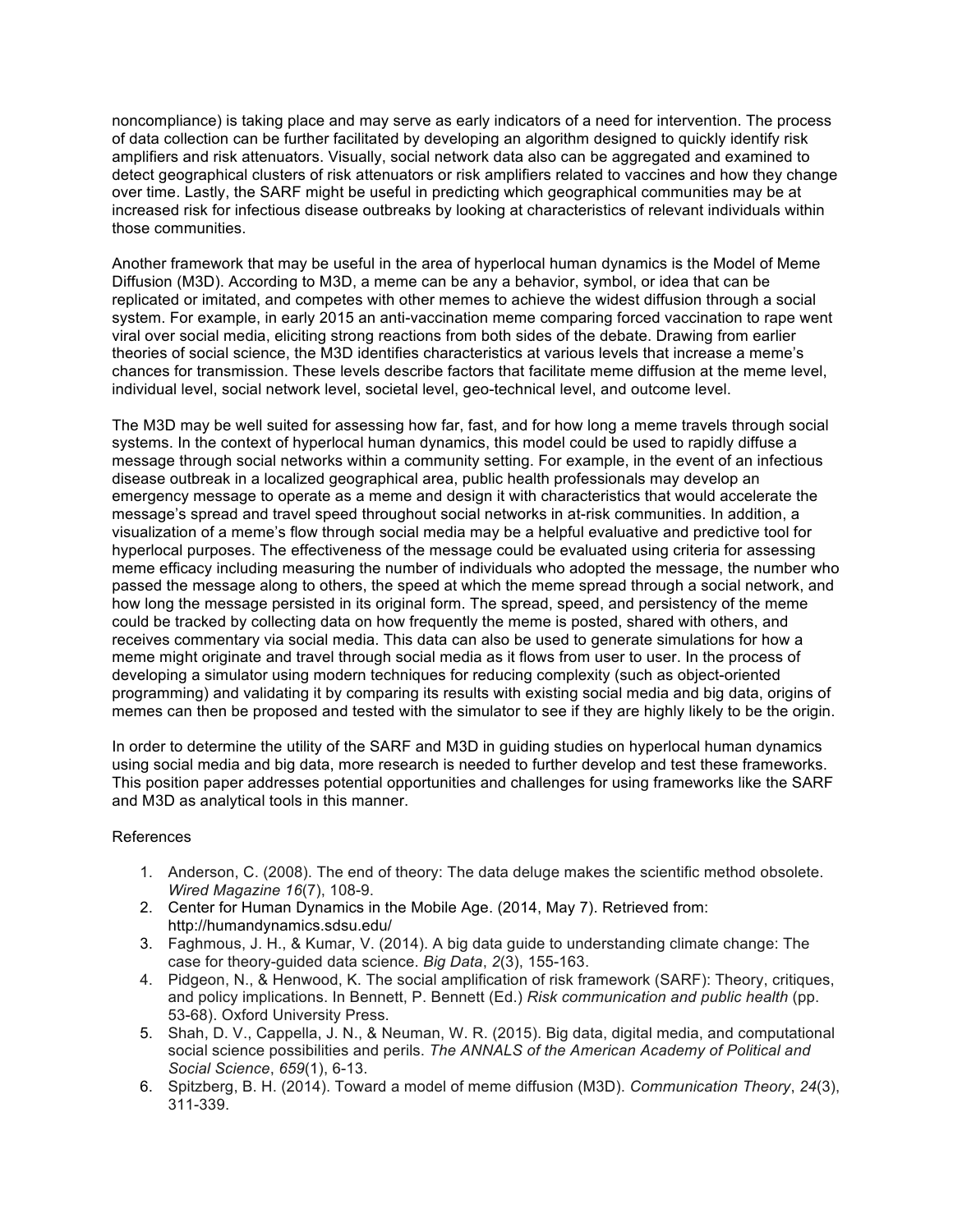noncompliance) is taking place and may serve as early indicators of a need for intervention. The process of data collection can be further facilitated by developing an algorithm designed to quickly identify risk amplifiers and risk attenuators. Visually, social network data also can be aggregated and examined to detect geographical clusters of risk attenuators or risk amplifiers related to vaccines and how they change over time. Lastly, the SARF might be useful in predicting which geographical communities may be at increased risk for infectious disease outbreaks by looking at characteristics of relevant individuals within those communities.

Another framework that may be useful in the area of hyperlocal human dynamics is the Model of Meme Diffusion (M3D). According to M3D, a meme can be any a behavior, symbol, or idea that can be replicated or imitated, and competes with other memes to achieve the widest diffusion through a social system. For example, in early 2015 an anti-vaccination meme comparing forced vaccination to rape went viral over social media, eliciting strong reactions from both sides of the debate. Drawing from earlier theories of social science, the M3D identifies characteristics at various levels that increase a meme's chances for transmission. These levels describe factors that facilitate meme diffusion at the meme level, individual level, social network level, societal level, geo-technical level, and outcome level.

The M3D may be well suited for assessing how far, fast, and for how long a meme travels through social systems. In the context of hyperlocal human dynamics, this model could be used to rapidly diffuse a message through social networks within a community setting. For example, in the event of an infectious disease outbreak in a localized geographical area, public health professionals may develop an emergency message to operate as a meme and design it with characteristics that would accelerate the message's spread and travel speed throughout social networks in at-risk communities. In addition, a visualization of a meme's flow through social media may be a helpful evaluative and predictive tool for hyperlocal purposes. The effectiveness of the message could be evaluated using criteria for assessing meme efficacy including measuring the number of individuals who adopted the message, the number who passed the message along to others, the speed at which the meme spread through a social network, and how long the message persisted in its original form. The spread, speed, and persistency of the meme could be tracked by collecting data on how frequently the meme is posted, shared with others, and receives commentary via social media. This data can also be used to generate simulations for how a meme might originate and travel through social media as it flows from user to user. In the process of developing a simulator using modern techniques for reducing complexity (such as object-oriented programming) and validating it by comparing its results with existing social media and big data, origins of memes can then be proposed and tested with the simulator to see if they are highly likely to be the origin.

In order to determine the utility of the SARF and M3D in guiding studies on hyperlocal human dynamics using social media and big data, more research is needed to further develop and test these frameworks. This position paper addresses potential opportunities and challenges for using frameworks like the SARF and M3D as analytical tools in this manner.

References

1. Anderson, C. (2008). The end of theory: The data deluge makes the scientific method obsolete. *Wired Magazine 16*(7), 108-9.
2. Center for Human Dynamics in the Mobile Age. (2014, May 7). Retrieved from: http://humandynamics.sdsu.edu/
3. Faghmous, J. H., & Kumar, V. (2014). A big data guide to understanding climate change: The case for theory-guided data science. *Big Data*, *2*(3), 155-163.
4. Pidgeon, N., & Henwood, K. The social amplification of risk framework (SARF): Theory, critiques, and policy implications. In Bennett, P. Bennett (Ed.) *Risk communication and public health* (pp. 53-68). Oxford University Press.
5. Shah, D. V., Cappella, J. N., & Neuman, W. R. (2015). Big data, digital media, and computational social science possibilities and perils. *The ANNALS of the American Academy of Political and Social Science*, *659*(1), 6-13.
6. Spitzberg, B. H. (2014). Toward a model of meme diffusion (M3D). *Communication Theory*, *24*(3), 311-339.